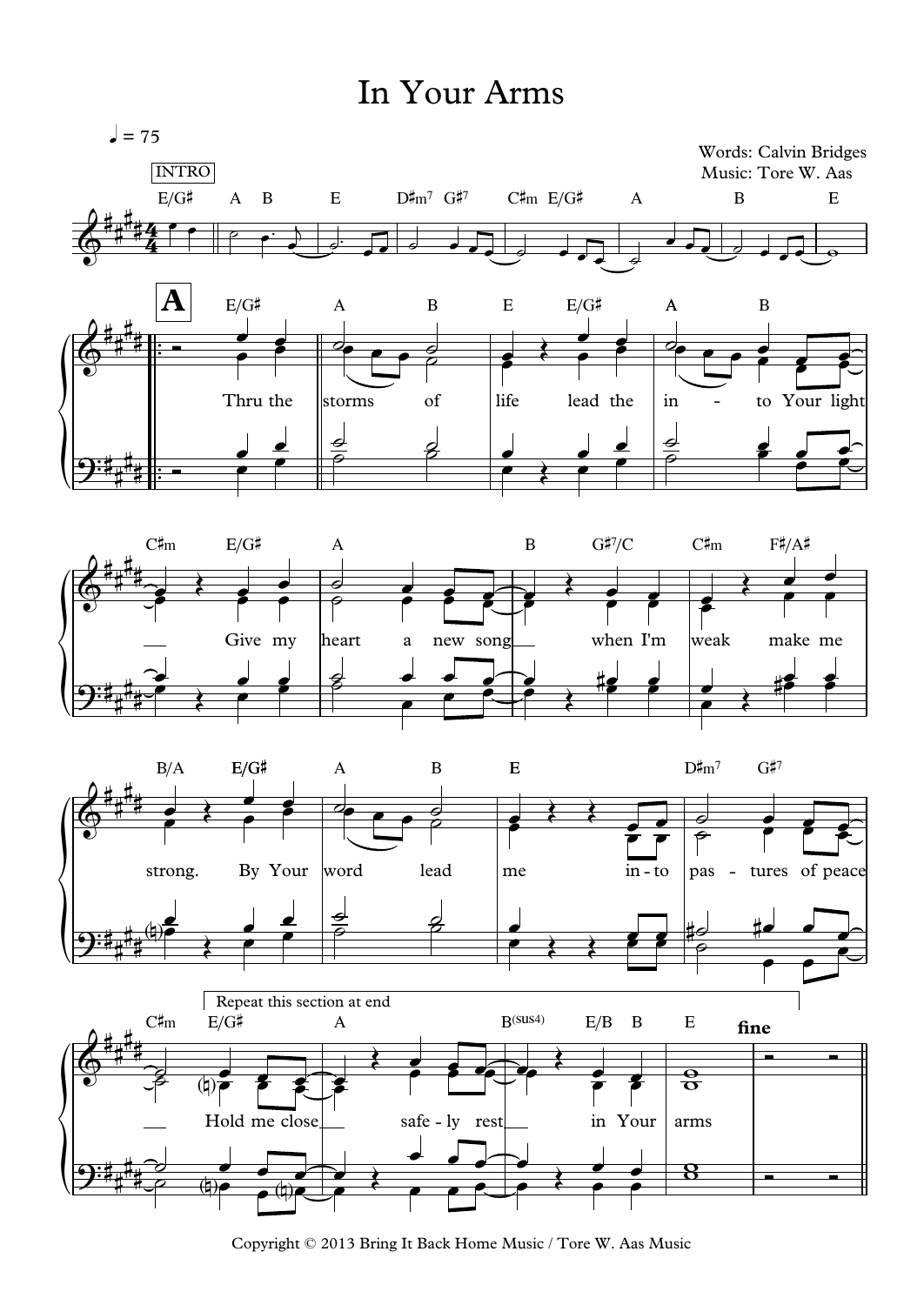# In Your Arms

♩ = 75

Words: Calvin Bridges
Music: Tore W. Aas

INTRO

E/G♯ A B E D♯m7 G♯7 C♯m E/G♯ A B E

**A**

E/G♯ A B E E/G♯ A B

Thru the storms of life lead the in - to Your light

C♯m E/G♯ A B G♯7/C C♯m F♯/A♯

Give my heart a new song when I'm weak make me

B/A E/G♯ A B E D♯m7 G♯7

strong. By Your word lead me in - to pas - tures of peace

Repeat this section at end

C♯m E/G♯ A B(sus4) E/B B E

Hold me close safe - ly rest in Your arms

**fine**

Copyright © 2013 Bring It Back Home Music / Tore W. Aas Music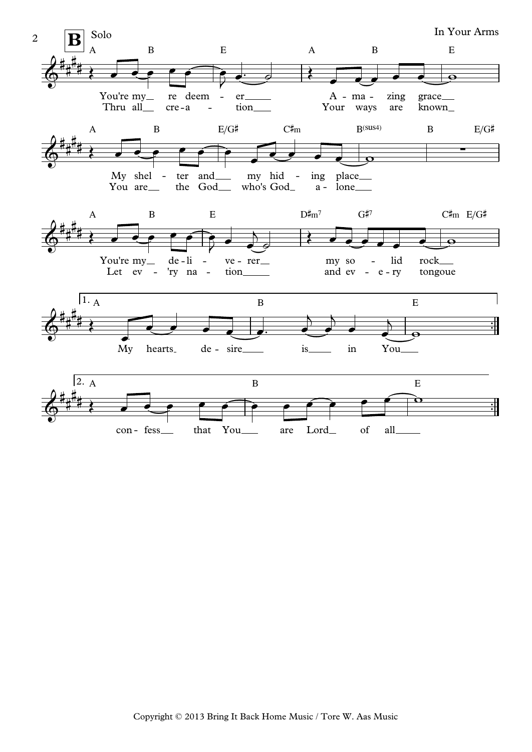**B** Solo

You're my re deem - er
Thru all cre-a - tion
A - ma - zing grace
Your ways are known

My shel - ter and my hid - ing place
You are the God who's God a - lone

You're my de-li - ve-rer my so - lid rock
Let ev - 'ry na - tion and ev - e-ry tongoue

1. My hearts de - sire is in You

2. con - fess that You are Lord of all

Copyright © 2013 Bring It Back Home Music / Tore W. Aas Music